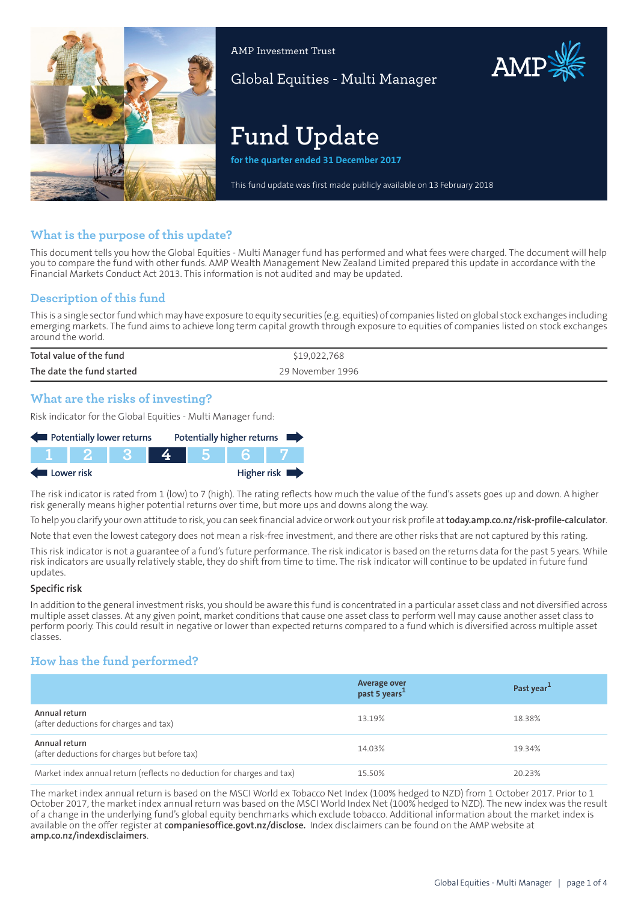AMP Investment Trust

Global Equities - Multi Manager

# Fund Update

**for the quarter ended 31 December 2017**

This fund update was first made publicly available on 13 February 2018

## What is the purpose of this update?

This document tells you how the Global Equities - Multi Manager fund has performed and what fees were charged. The document will help you to compare the fund with other funds. AMP Wealth Management New Zealand Limited prepared this update in accordance with the Financial Markets Conduct Act 2013. This information is not audited and may be updated.

## Description of this fund

This is a single sector fund which may have exposure to equity securities (e.g. equities) of companies listed on global stock exchanges including emerging markets. The fund aims to achieve long term capital growth through exposure to equities of companies listed on stock exchanges around the world.

| | |
|---|---|
| Total value of the fund | $19,022,768 |
| The date the fund started | 29 November 1996 |

## What are the risks of investing?

Risk indicator for the Global Equities - Multi Manager fund:

Potentially lower returns ← → Potentially higher returns

| 1 | 2 | 3 | **4** | 5 | 6 | 7 |
|---|---|---|---|---|---|---|

Lower risk ← → Higher risk

The risk indicator is rated from 1 (low) to 7 (high). The rating reflects how much the value of the fund's assets goes up and down. A higher risk generally means higher potential returns over time, but more ups and downs along the way.

To help you clarify your own attitude to risk, you can seek financial advice or work out your risk profile at **today.amp.co.nz/risk-profile-calculator**.

Note that even the lowest category does not mean a risk-free investment, and there are other risks that are not captured by this rating.

This risk indicator is not a guarantee of a fund's future performance. The risk indicator is based on the returns data for the past 5 years. While risk indicators are usually relatively stable, they do shift from time to time. The risk indicator will continue to be updated in future fund updates.

### Specific risk

In addition to the general investment risks, you should be aware this fund is concentrated in a particular asset class and not diversified across multiple asset classes. At any given point, market conditions that cause one asset class to perform well may cause another asset class to perform poorly. This could result in negative or lower than expected returns compared to a fund which is diversified across multiple asset classes.

## How has the fund performed?

| | Average over past 5 years[1] | Past year[1] |
|---|---|---|
| **Annual return** (after deductions for charges and tax) | 13.19% | 18.38% |
| **Annual return** (after deductions for charges but before tax) | 14.03% | 19.34% |
| Market index annual return (reflects no deduction for charges and tax) | 15.50% | 20.23% |

The market index annual return is based on the MSCI World ex Tobacco Net Index (100% hedged to NZD) from 1 October 2017. Prior to 1 October 2017, the market index annual return was based on the MSCI World Index Net (100% hedged to NZD). The new index was the result of a change in the underlying fund's global equity benchmarks which exclude tobacco. Additional information about the market index is available on the offer register at **companiesoffice.govt.nz/disclose.** Index disclaimers can be found on the AMP website at **amp.co.nz/indexdisclaimers**.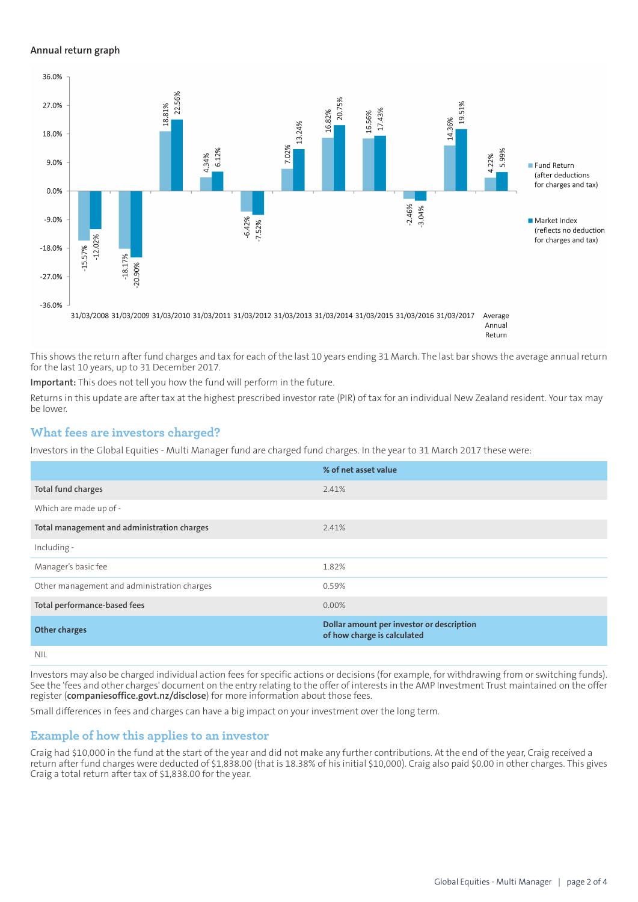### Annual return graph

| Year | Fund Return (after deductions for charges and tax) | Market Index (reflects no deduction for charges and tax) |
|---|---|---|
| 31/03/2008 | -15.57% | -12.02% |
| 31/03/2009 | -18.17% | -20.90% |
| 31/03/2010 | 18.81% | 22.56% |
| 31/03/2011 | 4.34% | 6.12% |
| 31/03/2012 | -6.42% | -7.52% |
| 31/03/2013 | 7.02% | 13.24% |
| 31/03/2014 | 16.82% | 20.75% |
| 31/03/2015 | 16.56% | 17.43% |
| 31/03/2016 | -2.46% | -3.04% |
| 31/03/2017 | 14.36% | 19.51% |
| Average Annual Return | 4.22% | 5.99% |

This shows the return after fund charges and tax for each of the last 10 years ending 31 March. The last bar shows the average annual return for the last 10 years, up to 31 December 2017.

**Important:** This does not tell you how the fund will perform in the future.

Returns in this update are after tax at the highest prescribed investor rate (PIR) of tax for an individual New Zealand resident. Your tax may be lower.

## What fees are investors charged?

Investors in the Global Equities - Multi Manager fund are charged fund charges. In the year to 31 March 2017 these were:

| | % of net asset value |
|---|---|
| **Total fund charges** | 2.41% |
| Which are made up of - | |
| **Total management and administration charges** | 2.41% |
| Including - | |
| Manager's basic fee | 1.82% |
| Other management and administration charges | 0.59% |
| **Total performance-based fees** | 0.00% |
| **Other charges** | **Dollar amount per investor or description of how charge is calculated** |
| NIL | |

Investors may also be charged individual action fees for specific actions or decisions (for example, for withdrawing from or switching funds). See the 'fees and other charges' document on the entry relating to the offer of interests in the AMP Investment Trust maintained on the offer register (**companiesoffice.govt.nz/disclose**) for more information about those fees.

Small differences in fees and charges can have a big impact on your investment over the long term.

## Example of how this applies to an investor

Craig had $10,000 in the fund at the start of the year and did not make any further contributions. At the end of the year, Craig received a return after fund charges were deducted of $1,838.00 (that is 18.38% of his initial $10,000). Craig also paid $0.00 in other charges. This gives Craig a total return after tax of $1,838.00 for the year.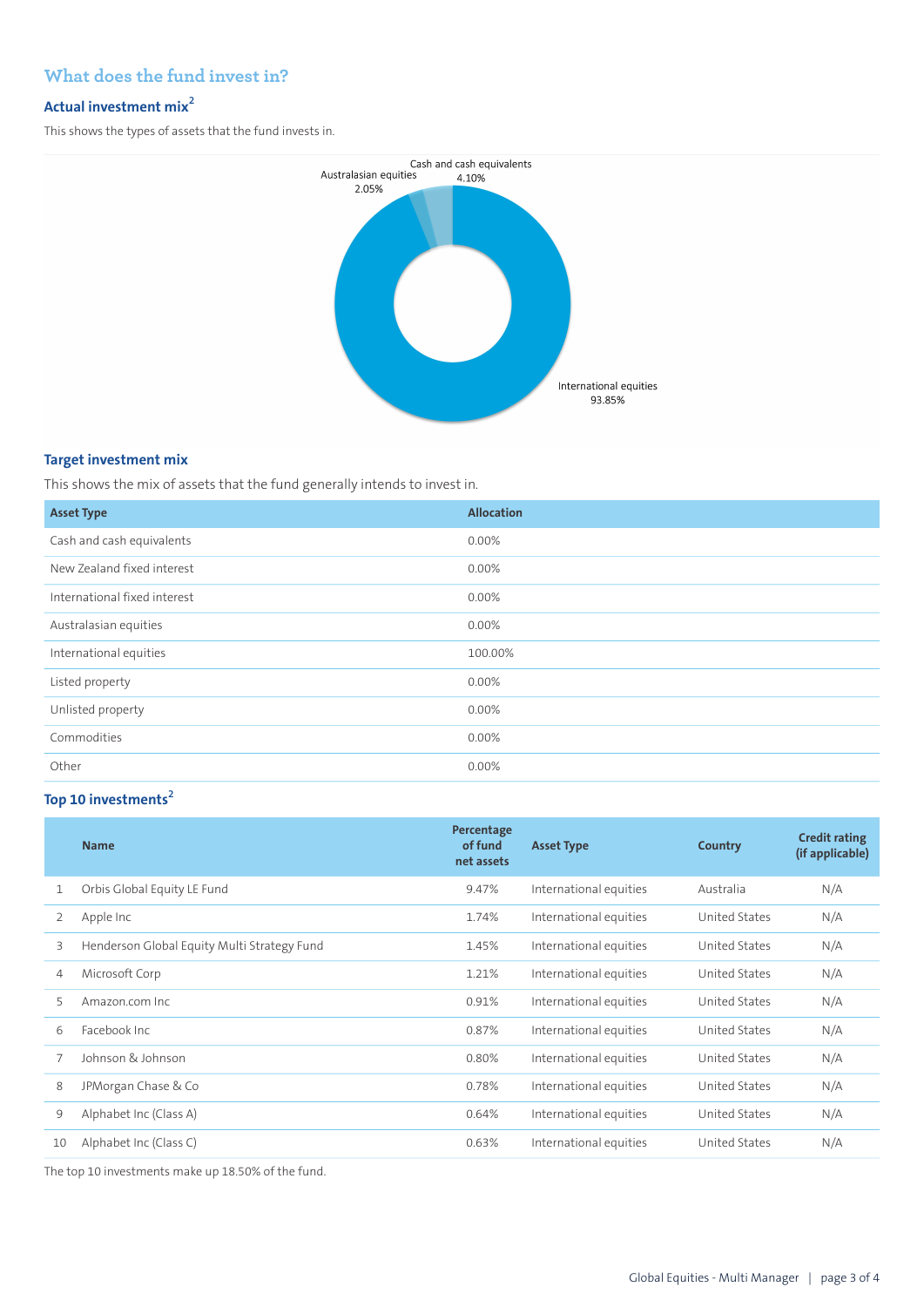## What does the fund invest in?

### Actual investment mix[2]

This shows the types of assets that the fund invests in.

Cash and cash equivalents 4.10%

Australasian equities 2.05%

International equities 93.85%

### Target investment mix

This shows the mix of assets that the fund generally intends to invest in.

| Asset Type | Allocation |
|---|---|
| Cash and cash equivalents | 0.00% |
| New Zealand fixed interest | 0.00% |
| International fixed interest | 0.00% |
| Australasian equities | 0.00% |
| International equities | 100.00% |
| Listed property | 0.00% |
| Unlisted property | 0.00% |
| Commodities | 0.00% |
| Other | 0.00% |

### Top 10 investments[2]

| | Name | Percentage of fund net assets | Asset Type | Country | Credit rating (if applicable) |
|---|---|---|---|---|---|
| 1 | Orbis Global Equity LE Fund | 9.47% | International equities | Australia | N/A |
| 2 | Apple Inc | 1.74% | International equities | United States | N/A |
| 3 | Henderson Global Equity Multi Strategy Fund | 1.45% | International equities | United States | N/A |
| 4 | Microsoft Corp | 1.21% | International equities | United States | N/A |
| 5 | Amazon.com Inc | 0.91% | International equities | United States | N/A |
| 6 | Facebook Inc | 0.87% | International equities | United States | N/A |
| 7 | Johnson & Johnson | 0.80% | International equities | United States | N/A |
| 8 | JPMorgan Chase & Co | 0.78% | International equities | United States | N/A |
| 9 | Alphabet Inc (Class A) | 0.64% | International equities | United States | N/A |
| 10 | Alphabet Inc (Class C) | 0.63% | International equities | United States | N/A |

The top 10 investments make up 18.50% of the fund.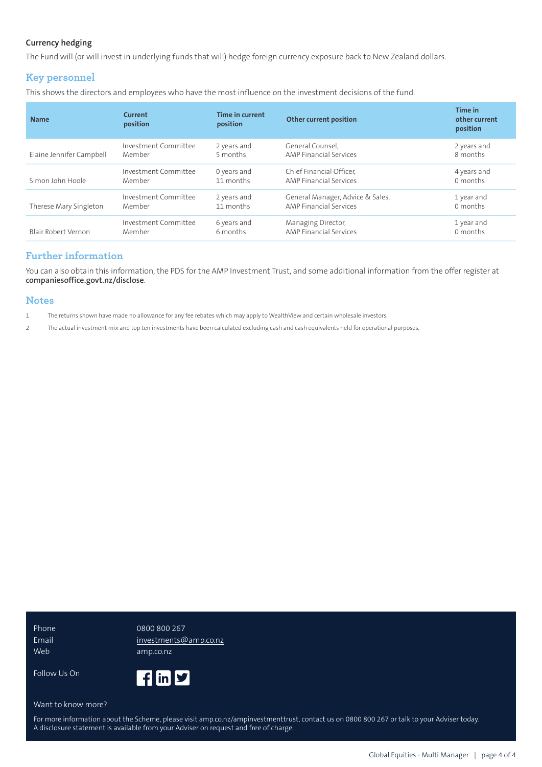**Currency hedging**

The Fund will (or will invest in underlying funds that will) hedge foreign currency exposure back to New Zealand dollars.

## Key personnel

This shows the directors and employees who have the most influence on the investment decisions of the fund.

| Name | Current position | Time in current position | Other current position | Time in other current position |
|---|---|---|---|---|
| Elaine Jennifer Campbell | Investment Committee Member | 2 years and 5 months | General Counsel, AMP Financial Services | 2 years and 8 months |
| Simon John Hoole | Investment Committee Member | 0 years and 11 months | Chief Financial Officer, AMP Financial Services | 4 years and 0 months |
| Therese Mary Singleton | Investment Committee Member | 2 years and 11 months | General Manager, Advice & Sales, AMP Financial Services | 1 year and 0 months |
| Blair Robert Vernon | Investment Committee Member | 6 years and 6 months | Managing Director, AMP Financial Services | 1 year and 0 months |

## Further information

You can also obtain this information, the PDS for the AMP Investment Trust, and some additional information from the offer register at **companiesoffice.govt.nz/disclose**.

## Notes

1. The returns shown have made no allowance for any fee rebates which may apply to WealthView and certain wholesale investors.
2. The actual investment mix and top ten investments have been calculated excluding cash and cash equivalents held for operational purposes.

Phone 0800 800 267
Email investments@amp.co.nz
Web amp.co.nz

Follow Us On

Want to know more?

For more information about the Scheme, please visit amp.co.nz/ampinvestmenttrust, contact us on 0800 800 267 or talk to your Adviser today. A disclosure statement is available from your Adviser on request and free of charge.